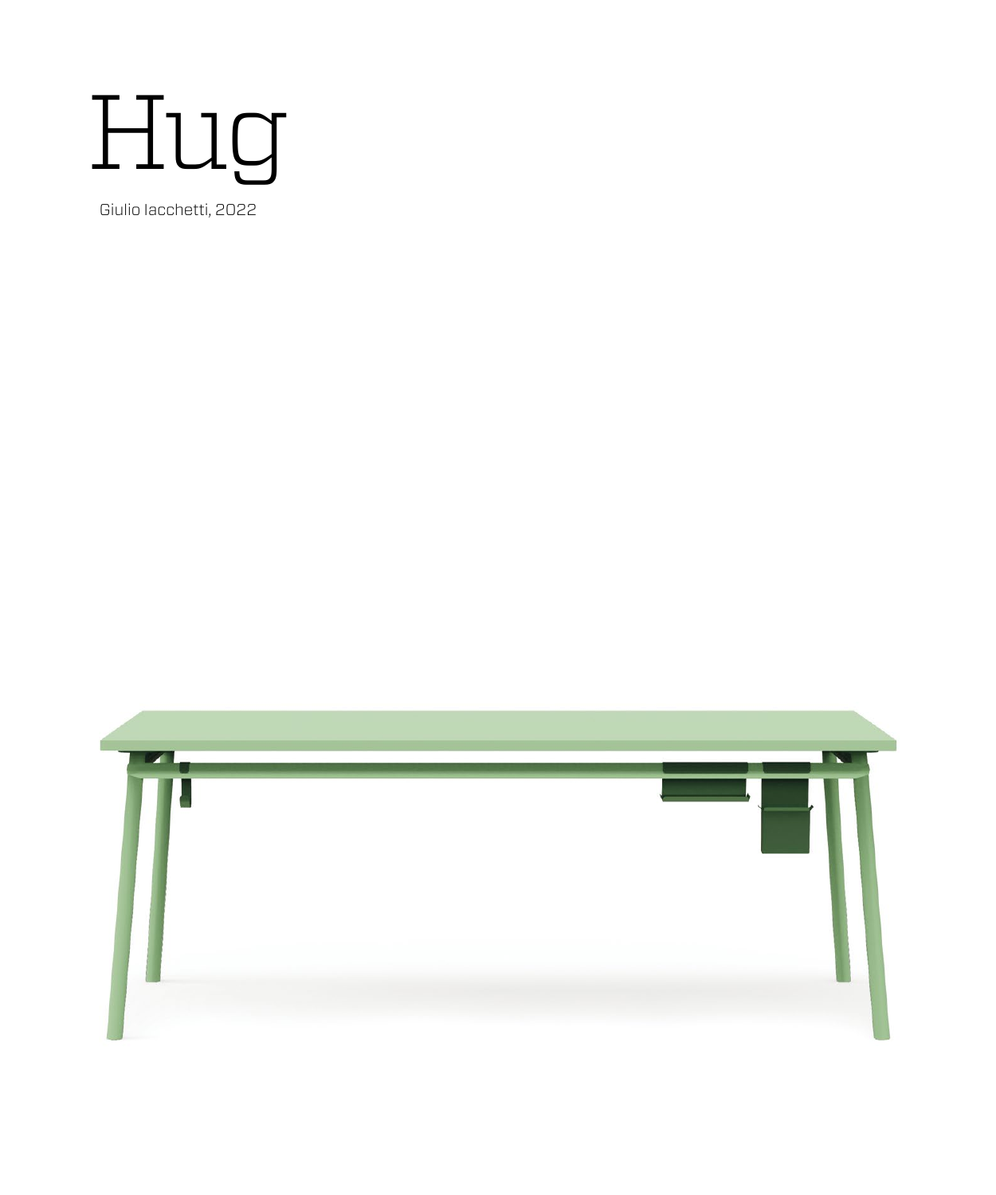# Hug

Giulio Iacchetti, 2022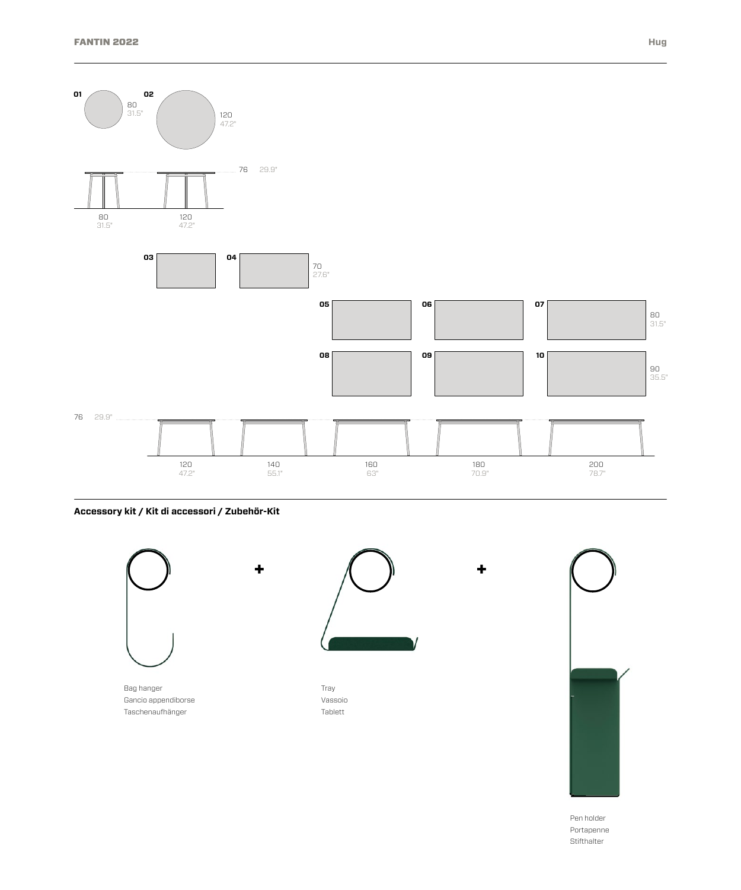**01** 80 31.5"

**02** 120 47.2"

76 29.9"

80 31.5" — 120 47.2"

**03** **04** 70 27.6"

**05** **06** **07** 80 31.5"

**08** **09** **10** 90 35.5"

76 29.9"

120 47.2" — 140 55.1" — 160 63" — 180 70.9" — 200 78.7"

## Accessory kit / Kit di accessori / Zubehör-Kit

Bag hanger
Gancio appendiborse
Taschenaufhänger

+

Tray
Vassoio
Tablett

+

Pen holder
Portapenne
Stifthalter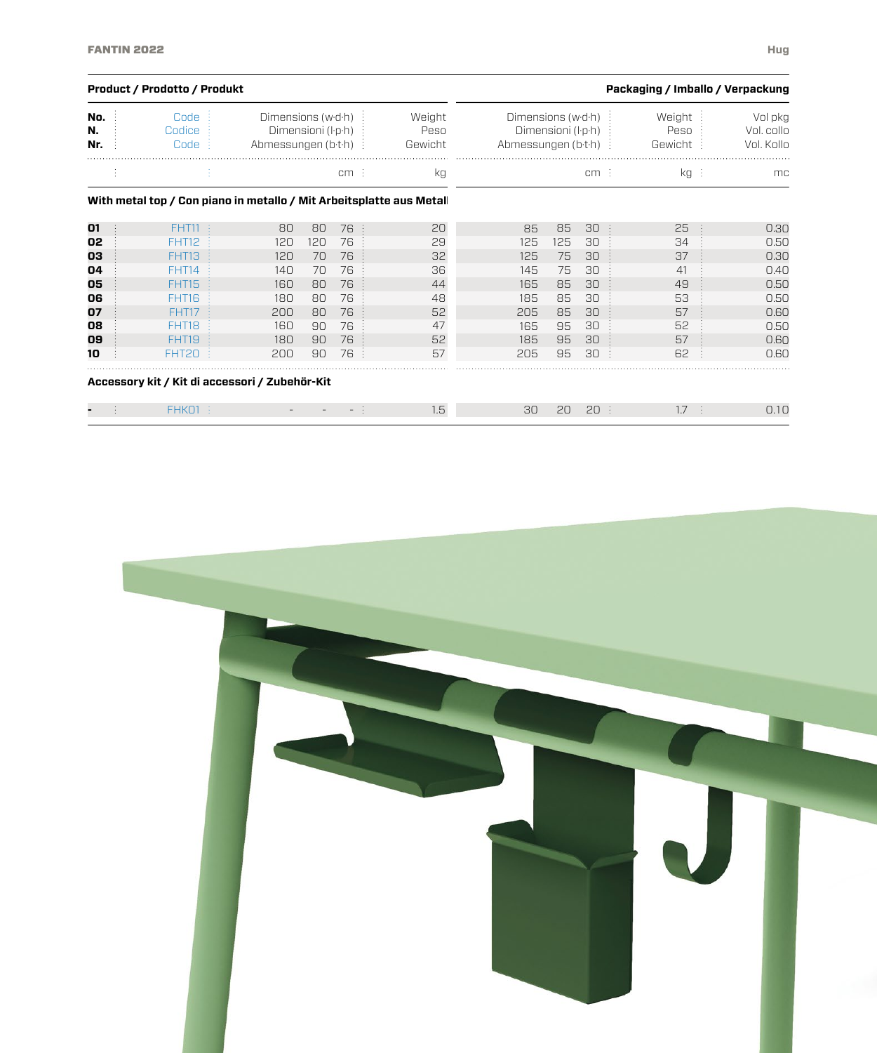| **Product / Prodotto / Produkt** | | | | | | **Packaging / Imballo / Verpackung** | | | | |
|---|---|---|---|---|---|---|---|---|---|---|
| **No.** **N.** **Nr.** | Code Codice Code | Dimensions (w·d·h) Dimensioni (l·p·h) Abmessungen (b·t·h) | | | Weight Peso Gewicht | Dimensions (w·d·h) Dimensioni (l·p·h) Abmessungen (b·t·h) | | | Weight Peso Gewicht | Vol pkg Vol. collo Vol. Kollo |
| | | | | cm | kg | | | cm | kg | mc |
| **With metal top / Con piano in metallo / Mit Arbeitsplatte aus Metall** | | | | | | | | | | |
| **01** | FHT11 | 80 | 80 | 76 | 20 | 85 | 85 | 30 | 25 | 0.30 |
| **02** | FHT12 | 120 | 120 | 76 | 29 | 125 | 125 | 30 | 34 | 0.50 |
| **03** | FHT13 | 120 | 70 | 76 | 32 | 125 | 75 | 30 | 37 | 0.30 |
| **04** | FHT14 | 140 | 70 | 76 | 36 | 145 | 75 | 30 | 41 | 0.40 |
| **05** | FHT15 | 160 | 80 | 76 | 44 | 165 | 85 | 30 | 49 | 0.50 |
| **06** | FHT16 | 180 | 80 | 76 | 48 | 185 | 85 | 30 | 53 | 0.50 |
| **07** | FHT17 | 200 | 80 | 76 | 52 | 205 | 85 | 30 | 57 | 0.60 |
| **08** | FHT18 | 160 | 90 | 76 | 47 | 165 | 95 | 30 | 52 | 0.50 |
| **09** | FHT19 | 180 | 90 | 76 | 52 | 185 | 95 | 30 | 57 | 0.60 |
| **10** | FHT20 | 200 | 90 | 76 | 57 | 205 | 95 | 30 | 62 | 0.60 |
| **Accessory kit / Kit di accessori / Zubehör-Kit** | | | | | | | | | | |
| **-** | FHK01 | - | - | - | 1.5 | 30 | 20 | 20 | 1.7 | 0.10 |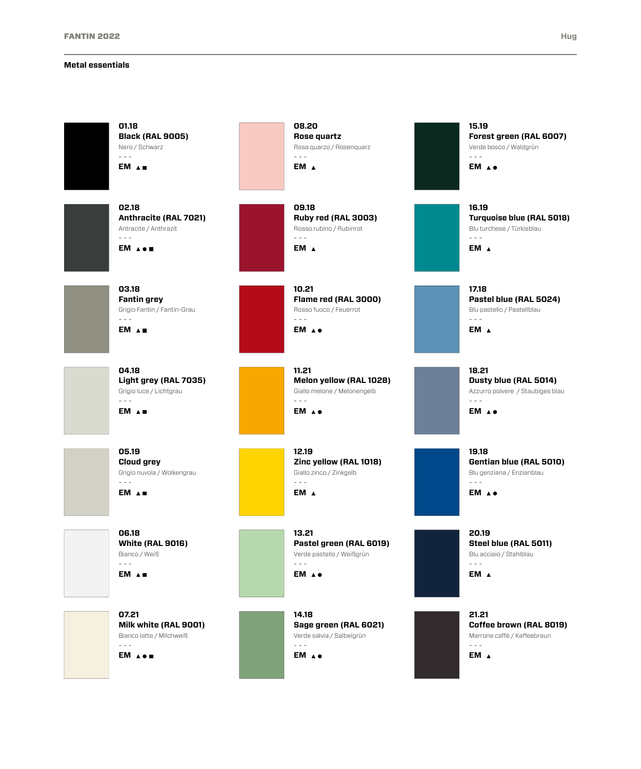## Metal essentials

**01.18**
**Black (RAL 9005)**
Nero / Schwarz
- - -
**EM** ▲■

**02.18**
**Anthracite (RAL 7021)**
Antracite / Anthrazit
- - -
**EM** ▲●■

**03.18**
**Fantin grey**
Grigio Fantin / Fantin-Grau
- - -
**EM** ▲■

**04.18**
**Light grey (RAL 7035)**
Grigio luce / Lichtgrau
- - -
**EM** ▲■

**05.19**
**Cloud grey**
Grigio nuvola / Wolkengrau
- - -
**EM** ▲■

**06.18**
**White (RAL 9016)**
Bianco / Weiß
- - -
**EM** ▲■

**07.21**
**Milk white (RAL 9001)**
Bianco latte / Milchweiß
- - -
**EM** ▲●■

**08.20**
**Rose quartz**
Rosa quarzo / Rosenquarz
- - -
**EM** ▲

**09.18**
**Ruby red (RAL 3003)**
Rosso rubino / Rubinrot
- - -
**EM** ▲

**10.21**
**Flame red (RAL 3000)**
Rosso fuoco / Feuerrot
- - -
**EM** ▲●

**11.21**
**Melon yellow (RAL 1028)**
Giallo melone / Melonengelb
- - -
**EM** ▲●

**12.19**
**Zinc yellow (RAL 1018)**
Giallo zinco / Zinkgelb
- - -
**EM** ▲

**13.21**
**Pastel green (RAL 6019)**
Verde pastello / Weißgrün
- - -
**EM** ▲●

**14.18**
**Sage green (RAL 6021)**
Verde salvia / Salbeigrün
- - -
**EM** ▲●

**15.19**
**Forest green (RAL 6007)**
Verde bosco / Waldgrün
- - -
**EM** ▲●

**16.19**
**Turquoise blue (RAL 5018)**
Blu turchese / Türkisblau
- - -
**EM** ▲

**17.18**
**Pastel blue (RAL 5024)**
Blu pastello / Pastellblau
- - -
**EM** ▲

**18.21**
**Dusty blue (RAL 5014)**
Azzurro polvere / Staubiges blau
- - -
**EM** ▲●

**19.18**
**Gentian blue (RAL 5010)**
Blu genziana / Enzianblau
- - -
**EM** ▲●

**20.19**
**Steel blue (RAL 5011)**
Blu acciaio / Stahlblau
- - -
**EM** ▲

**21.21**
**Coffee brown (RAL 8019)**
Marrone caffè / Kaffeebraun
- - -
**EM** ▲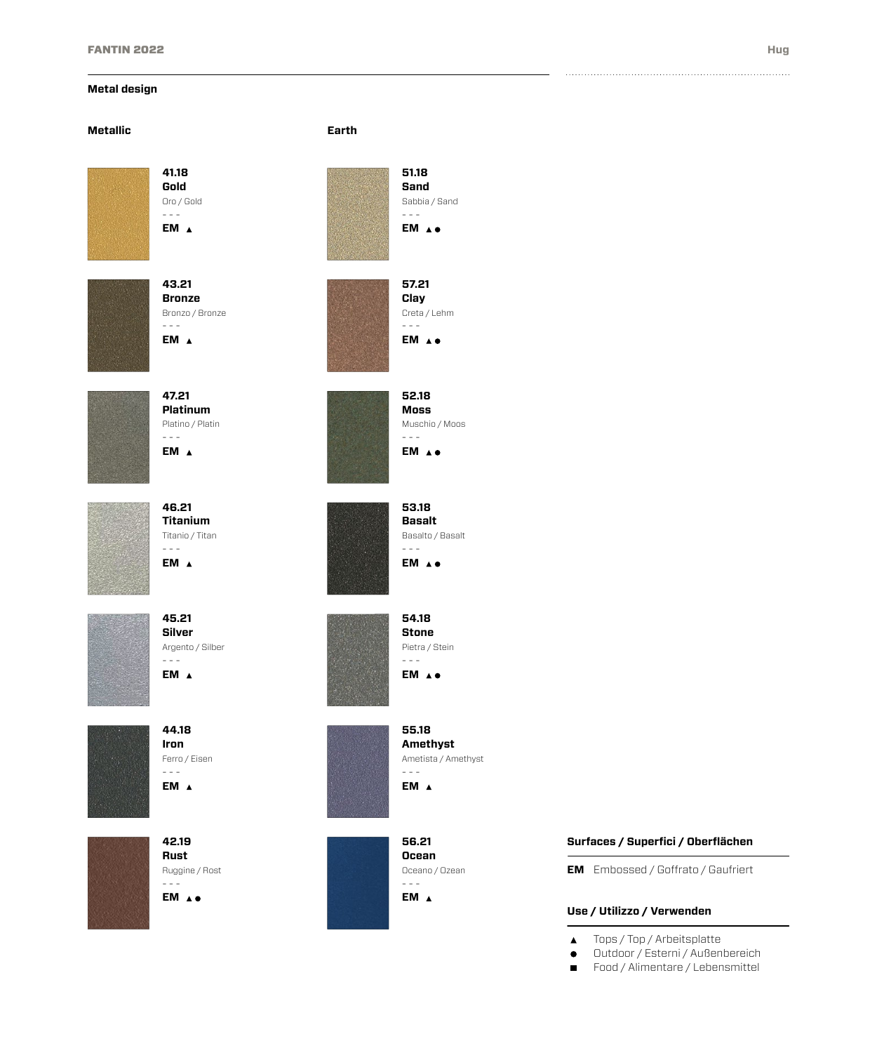## Metal design

### Metallic

**41.18**
**Gold**
Oro / Gold
- - -
**EM** ▲

**43.21**
**Bronze**
Bronzo / Bronze
- - -
**EM** ▲

**47.21**
**Platinum**
Platino / Platin
- - -
**EM** ▲

**46.21**
**Titanium**
Titanio / Titan
- - -
**EM** ▲

**45.21**
**Silver**
Argento / Silber
- - -
**EM** ▲

**44.18**
**Iron**
Ferro / Eisen
- - -
**EM** ▲

**42.19**
**Rust**
Ruggine / Rost
- - -
**EM** ▲●

### Earth

**51.18**
**Sand**
Sabbia / Sand
- - -
**EM** ▲●

**57.21**
**Clay**
Creta / Lehm
- - -
**EM** ▲●

**52.18**
**Moss**
Muschio / Moos
- - -
**EM** ▲●

**53.18**
**Basalt**
Basalto / Basalt
- - -
**EM** ▲●

**54.18**
**Stone**
Pietra / Stein
- - -
**EM** ▲●

**55.18**
**Amethyst**
Ametista / Amethyst
- - -
**EM** ▲

**56.21**
**Ocean**
Oceano / Ozean
- - -
**EM** ▲

#### Surfaces / Superfici / Oberflächen

**EM** Embossed / Goffrato / Gaufriert

#### Use / Utilizzo / Verwenden

- ▲ Tops / Top / Arbeitsplatte
- ● Outdoor / Esterni / Außenbereich
- ■ Food / Alimentare / Lebensmittel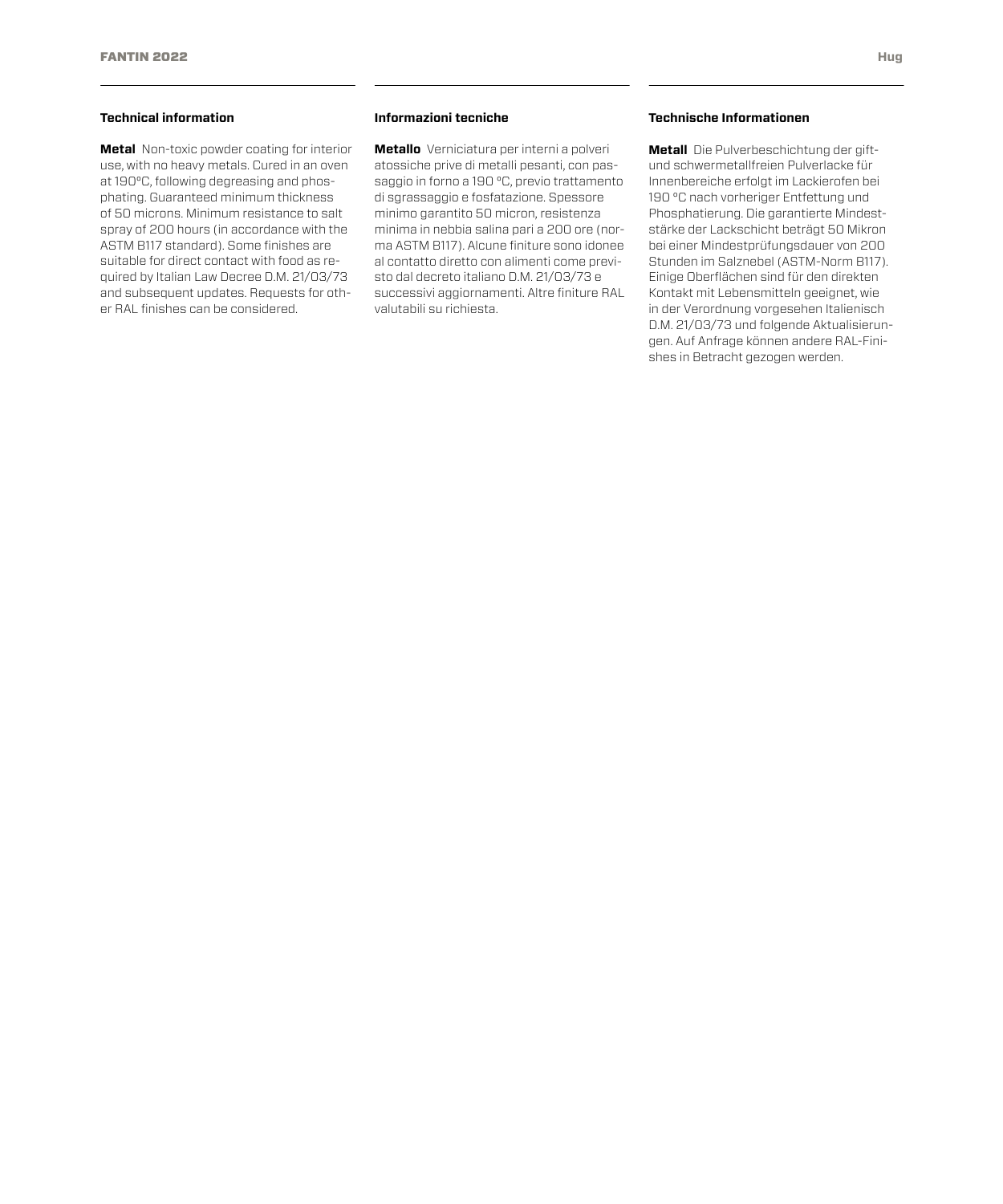## Technical information

**Metal** Non-toxic powder coating for interior use, with no heavy metals. Cured in an oven at 190°C, following degreasing and phosphating. Guaranteed minimum thickness of 50 microns. Minimum resistance to salt spray of 200 hours (in accordance with the ASTM B117 standard). Some finishes are suitable for direct contact with food as required by Italian Law Decree D.M. 21/03/73 and subsequent updates. Requests for other RAL finishes can be considered.

## Informazioni tecniche

**Metallo** Verniciatura per interni a polveri atossiche prive di metalli pesanti, con passaggio in forno a 190 °C, previo trattamento di sgrassaggio e fosfatazione. Spessore minimo garantito 50 micron, resistenza minima in nebbia salina pari a 200 ore (norma ASTM B117). Alcune finiture sono idonee al contatto diretto con alimenti come previsto dal decreto italiano D.M. 21/03/73 e successivi aggiornamenti. Altre finiture RAL valutabili su richiesta.

## Technische Informationen

**Metall** Die Pulverbeschichtung der gift- und schwermetallfreien Pulverlacke für Innenbereiche erfolgt im Lackierofen bei 190 °C nach vorheriger Entfettung und Phosphatierung. Die garantierte Mindeststärke der Lackschicht beträgt 50 Mikron bei einer Mindestprüfungsdauer von 200 Stunden im Salznebel (ASTM-Norm B117). Einige Oberflächen sind für den direkten Kontakt mit Lebensmitteln geeignet, wie in der Verordnung vorgesehen Italienisch D.M. 21/03/73 und folgende Aktualisierungen. Auf Anfrage können andere RAL-Finishes in Betracht gezogen werden.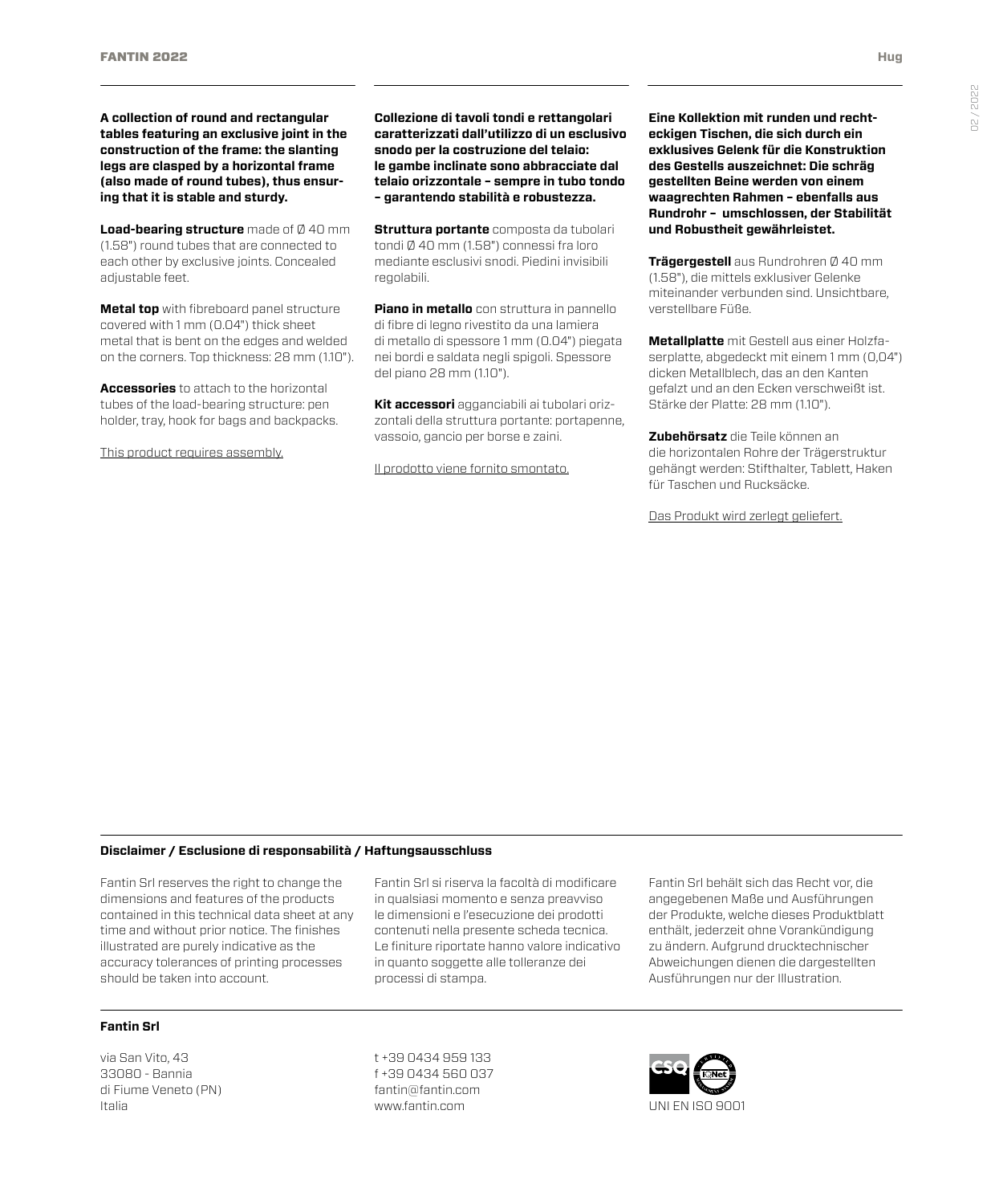**A collection of round and rectangular tables featuring an exclusive joint in the construction of the frame: the slanting legs are clasped by a horizontal frame (also made of round tubes), thus ensuring that it is stable and sturdy.**

**Load-bearing structure** made of Ø 40 mm (1.58") round tubes that are connected to each other by exclusive joints. Concealed adjustable feet.

**Metal top** with fibreboard panel structure covered with 1 mm (0.04") thick sheet metal that is bent on the edges and welded on the corners. Top thickness: 28 mm (1.10").

**Accessories** to attach to the horizontal tubes of the load-bearing structure: pen holder, tray, hook for bags and backpacks.

<u>This product requires assembly.</u>

**Collezione di tavoli tondi e rettangolari caratterizzati dall'utilizzo di un esclusivo snodo per la costruzione del telaio: le gambe inclinate sono abbracciate dal telaio orizzontale – sempre in tubo tondo – garantendo stabilità e robustezza.**

**Struttura portante** composta da tubolari tondi Ø 40 mm (1.58") connessi fra loro mediante esclusivi snodi. Piedini invisibili regolabili.

**Piano in metallo** con struttura in pannello di fibre di legno rivestito da una lamiera di metallo di spessore 1 mm (0.04") piegata nei bordi e saldata negli spigoli. Spessore del piano 28 mm (1.10").

**Kit accessori** agganciabili ai tubolari orizzontali della struttura portante: portapenne, vassoio, gancio per borse e zaini.

<u>Il prodotto viene fornito smontato.</u>

**Eine Kollektion mit runden und rechteckigen Tischen, die sich durch ein exklusives Gelenk für die Konstruktion des Gestells auszeichnet: Die schräg gestellten Beine werden von einem waagrechten Rahmen – ebenfalls aus Rundrohr – umschlossen, der Stabilität und Robustheit gewährleistet.**

**Trägergestell** aus Rundrohren Ø 40 mm (1.58"), die mittels exklusiver Gelenke miteinander verbunden sind. Unsichtbare, verstellbare Füße.

**Metallplatte** mit Gestell aus einer Holzfaserplatte, abgedeckt mit einem 1 mm (0,04") dicken Metallblech, das an den Kanten gefalzt und an den Ecken verschweißt ist. Stärke der Platte: 28 mm (1.10").

**Zubehörsatz** die Teile können an die horizontalen Rohre der Trägerstruktur gehängt werden: Stifthalter, Tablett, Haken für Taschen und Rucksäcke.

<u>Das Produkt wird zerlegt geliefert.</u>

**Disclaimer / Esclusione di responsabilità / Haftungsausschluss**

Fantin Srl reserves the right to change the dimensions and features of the products contained in this technical data sheet at any time and without prior notice. The finishes illustrated are purely indicative as the accuracy tolerances of printing processes should be taken into account.

Fantin Srl si riserva la facoltà di modificare in qualsiasi momento e senza preavviso le dimensioni e l'esecuzione dei prodotti contenuti nella presente scheda tecnica. Le finiture riportate hanno valore indicativo in quanto soggette alle tolleranze dei processi di stampa.

Fantin Srl behält sich das Recht vor, die angegebenen Maße und Ausführungen der Produkte, welche dieses Produktblatt enthält, jederzeit ohne Vorankündigung zu ändern. Aufgrund drucktechnischer Abweichungen dienen die dargestellten Ausführungen nur der Illustration.

**Fantin Srl**

via San Vito, 43
33080 - Bannia
di Fiume Veneto (PN)
Italia

t +39 0434 959 133
f +39 0434 560 037
fantin@fantin.com
www.fantin.com

UNI EN ISO 9001